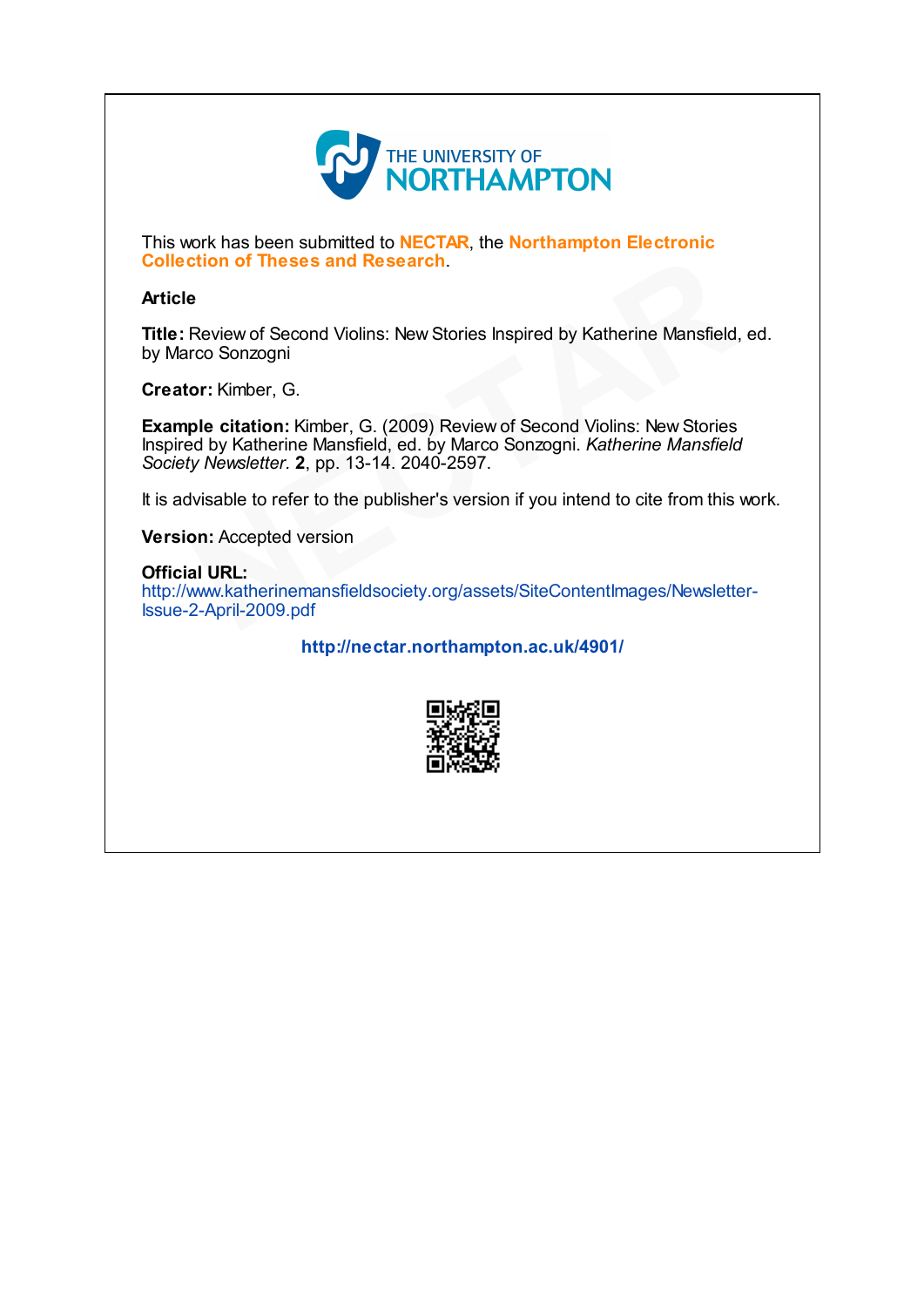THE UNIVERSITY OF NORTHAMPTON

This work has been submitted to **NECTAR**, the **Northampton Electronic Collection of Theses and Research**.

**Article**

**Title:** Review of Second Violins: New Stories Inspired by Katherine Mansfield, ed. by Marco Sonzogni

**Creator:** Kimber, G.

**Example citation:** Kimber, G. (2009) Review of Second Violins: New Stories Inspired by Katherine Mansfield, ed. by Marco Sonzogni. *Katherine Mansfield Society Newsletter.* **2**, pp. 13-14. 2040-2597.

It is advisable to refer to the publisher's version if you intend to cite from this work.

**Version:** Accepted version

**Official URL:**
http://www.katherinemansfieldsociety.org/assets/SiteContentImages/Newsletter-Issue-2-April-2009.pdf

**http://nectar.northampton.ac.uk/4901/**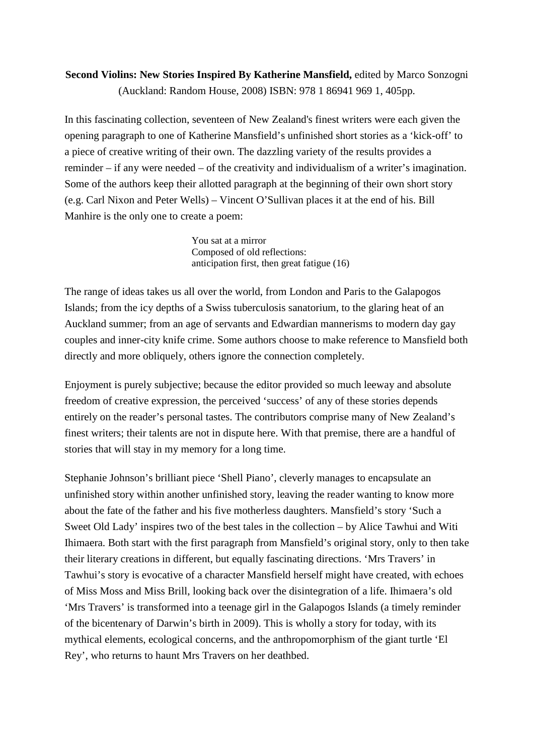**Second Violins: New Stories Inspired By Katherine Mansfield,** edited by Marco Sonzogni (Auckland: Random House, 2008) ISBN: 978 1 86941 969 1, 405pp.

In this fascinating collection, seventeen of New Zealand's finest writers were each given the opening paragraph to one of Katherine Mansfield's unfinished short stories as a 'kick-off' to a piece of creative writing of their own. The dazzling variety of the results provides a reminder – if any were needed – of the creativity and individualism of a writer's imagination. Some of the authors keep their allotted paragraph at the beginning of their own short story (e.g. Carl Nixon and Peter Wells) – Vincent O'Sullivan places it at the end of his. Bill Manhire is the only one to create a poem:

> You sat at a mirror
> Composed of old reflections:
> anticipation first, then great fatigue (16)

The range of ideas takes us all over the world, from London and Paris to the Galapogos Islands; from the icy depths of a Swiss tuberculosis sanatorium, to the glaring heat of an Auckland summer; from an age of servants and Edwardian mannerisms to modern day gay couples and inner-city knife crime. Some authors choose to make reference to Mansfield both directly and more obliquely, others ignore the connection completely.

Enjoyment is purely subjective; because the editor provided so much leeway and absolute freedom of creative expression, the perceived 'success' of any of these stories depends entirely on the reader's personal tastes. The contributors comprise many of New Zealand's finest writers; their talents are not in dispute here. With that premise, there are a handful of stories that will stay in my memory for a long time.

Stephanie Johnson's brilliant piece 'Shell Piano', cleverly manages to encapsulate an unfinished story within another unfinished story, leaving the reader wanting to know more about the fate of the father and his five motherless daughters. Mansfield's story 'Such a Sweet Old Lady' inspires two of the best tales in the collection – by Alice Tawhui and Witi Ihimaera. Both start with the first paragraph from Mansfield's original story, only to then take their literary creations in different, but equally fascinating directions. 'Mrs Travers' in Tawhui's story is evocative of a character Mansfield herself might have created, with echoes of Miss Moss and Miss Brill, looking back over the disintegration of a life. Ihimaera's old 'Mrs Travers' is transformed into a teenage girl in the Galapogos Islands (a timely reminder of the bicentenary of Darwin's birth in 2009). This is wholly a story for today, with its mythical elements, ecological concerns, and the anthropomorphism of the giant turtle 'El Rey', who returns to haunt Mrs Travers on her deathbed.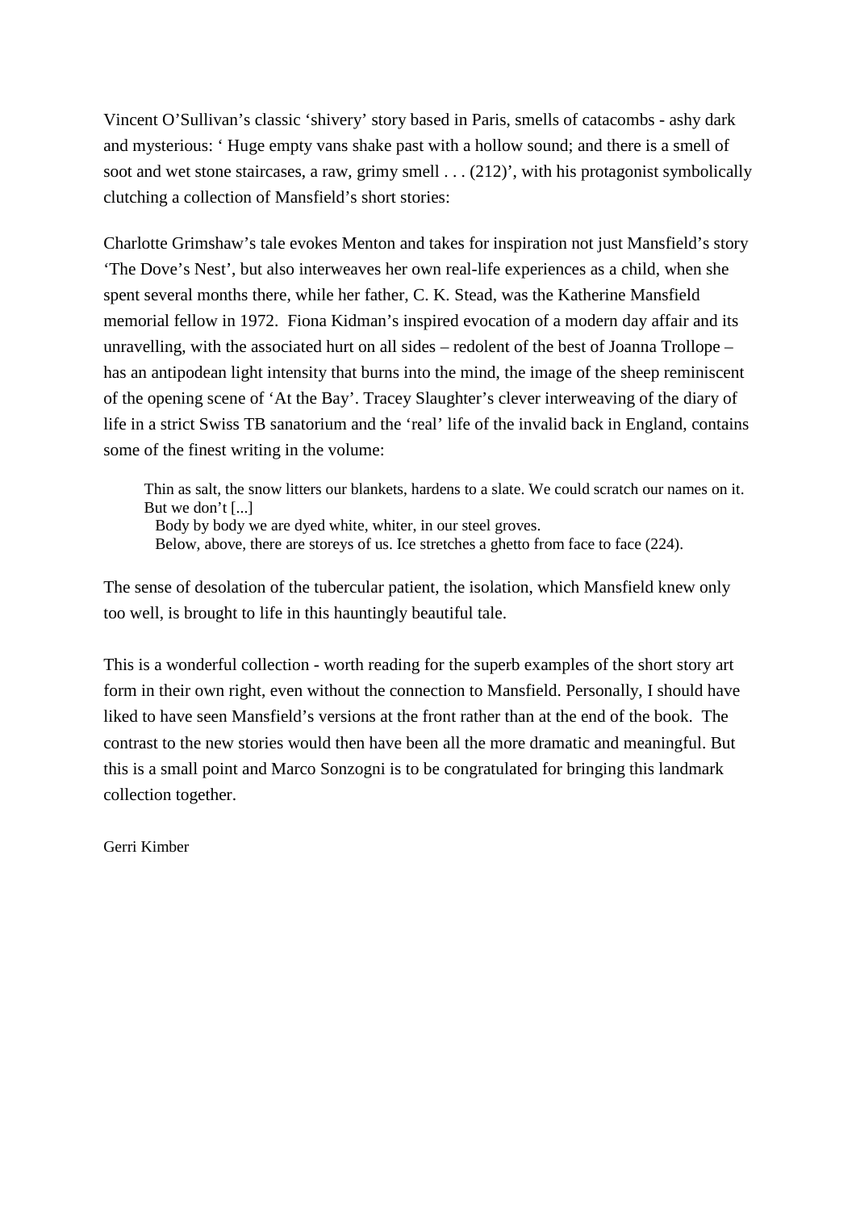Vincent O'Sullivan's classic 'shivery' story based in Paris, smells of catacombs - ashy dark and mysterious: ' Huge empty vans shake past with a hollow sound; and there is a smell of soot and wet stone staircases, a raw, grimy smell . . . (212)', with his protagonist symbolically clutching a collection of Mansfield's short stories:

Charlotte Grimshaw's tale evokes Menton and takes for inspiration not just Mansfield's story 'The Dove's Nest', but also interweaves her own real-life experiences as a child, when she spent several months there, while her father, C. K. Stead, was the Katherine Mansfield memorial fellow in 1972. Fiona Kidman's inspired evocation of a modern day affair and its unravelling, with the associated hurt on all sides – redolent of the best of Joanna Trollope – has an antipodean light intensity that burns into the mind, the image of the sheep reminiscent of the opening scene of 'At the Bay'. Tracey Slaughter's clever interweaving of the diary of life in a strict Swiss TB sanatorium and the 'real' life of the invalid back in England, contains some of the finest writing in the volume:

> Thin as salt, the snow litters our blankets, hardens to a slate. We could scratch our names on it. But we don't [...]
>
> Body by body we are dyed white, whiter, in our steel groves.
>
> Below, above, there are storeys of us. Ice stretches a ghetto from face to face (224).

The sense of desolation of the tubercular patient, the isolation, which Mansfield knew only too well, is brought to life in this hauntingly beautiful tale.

This is a wonderful collection - worth reading for the superb examples of the short story art form in their own right, even without the connection to Mansfield. Personally, I should have liked to have seen Mansfield's versions at the front rather than at the end of the book. The contrast to the new stories would then have been all the more dramatic and meaningful. But this is a small point and Marco Sonzogni is to be congratulated for bringing this landmark collection together.

Gerri Kimber